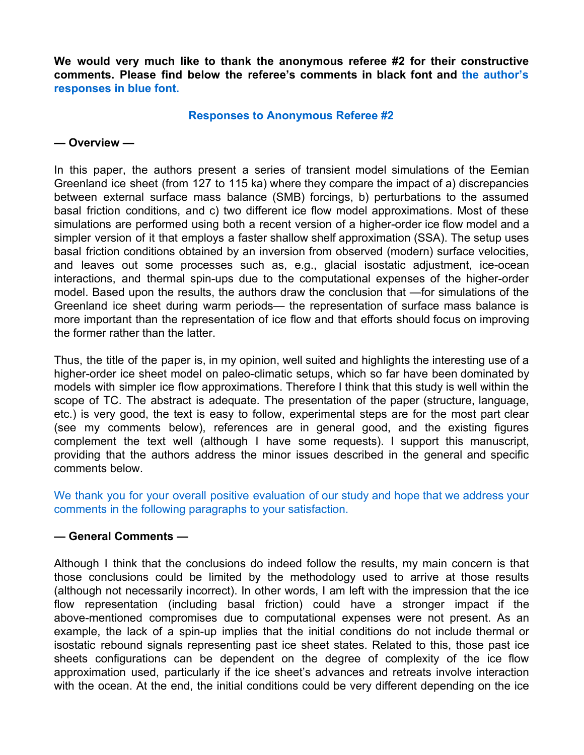**We would very much like to thank the anonymous referee #2 for their constructive comments. Please find below the referee's comments in black font and the author's responses in blue font.**

**Responses to Anonymous Referee #2**

**— Overview —**

In this paper, the authors present a series of transient model simulations of the Eemian Greenland ice sheet (from 127 to 115 ka) where they compare the impact of a) discrepancies between external surface mass balance (SMB) forcings, b) perturbations to the assumed basal friction conditions, and c) two different ice flow model approximations. Most of these simulations are performed using both a recent version of a higher-order ice flow model and a simpler version of it that employs a faster shallow shelf approximation (SSA). The setup uses basal friction conditions obtained by an inversion from observed (modern) surface velocities, and leaves out some processes such as, e.g., glacial isostatic adjustment, ice-ocean interactions, and thermal spin-ups due to the computational expenses of the higher-order model. Based upon the results, the authors draw the conclusion that —for simulations of the Greenland ice sheet during warm periods— the representation of surface mass balance is more important than the representation of ice flow and that efforts should focus on improving the former rather than the latter.

Thus, the title of the paper is, in my opinion, well suited and highlights the interesting use of a higher-order ice sheet model on paleo-climatic setups, which so far have been dominated by models with simpler ice flow approximations. Therefore I think that this study is well within the scope of TC. The abstract is adequate. The presentation of the paper (structure, language, etc.) is very good, the text is easy to follow, experimental steps are for the most part clear (see my comments below), references are in general good, and the existing figures complement the text well (although I have some requests). I support this manuscript, providing that the authors address the minor issues described in the general and specific comments below.

We thank you for your overall positive evaluation of our study and hope that we address your comments in the following paragraphs to your satisfaction.

**— General Comments —**

Although I think that the conclusions do indeed follow the results, my main concern is that those conclusions could be limited by the methodology used to arrive at those results (although not necessarily incorrect). In other words, I am left with the impression that the ice flow representation (including basal friction) could have a stronger impact if the above-mentioned compromises due to computational expenses were not present. As an example, the lack of a spin-up implies that the initial conditions do not include thermal or isostatic rebound signals representing past ice sheet states. Related to this, those past ice sheets configurations can be dependent on the degree of complexity of the ice flow approximation used, particularly if the ice sheet's advances and retreats involve interaction with the ocean. At the end, the initial conditions could be very different depending on the ice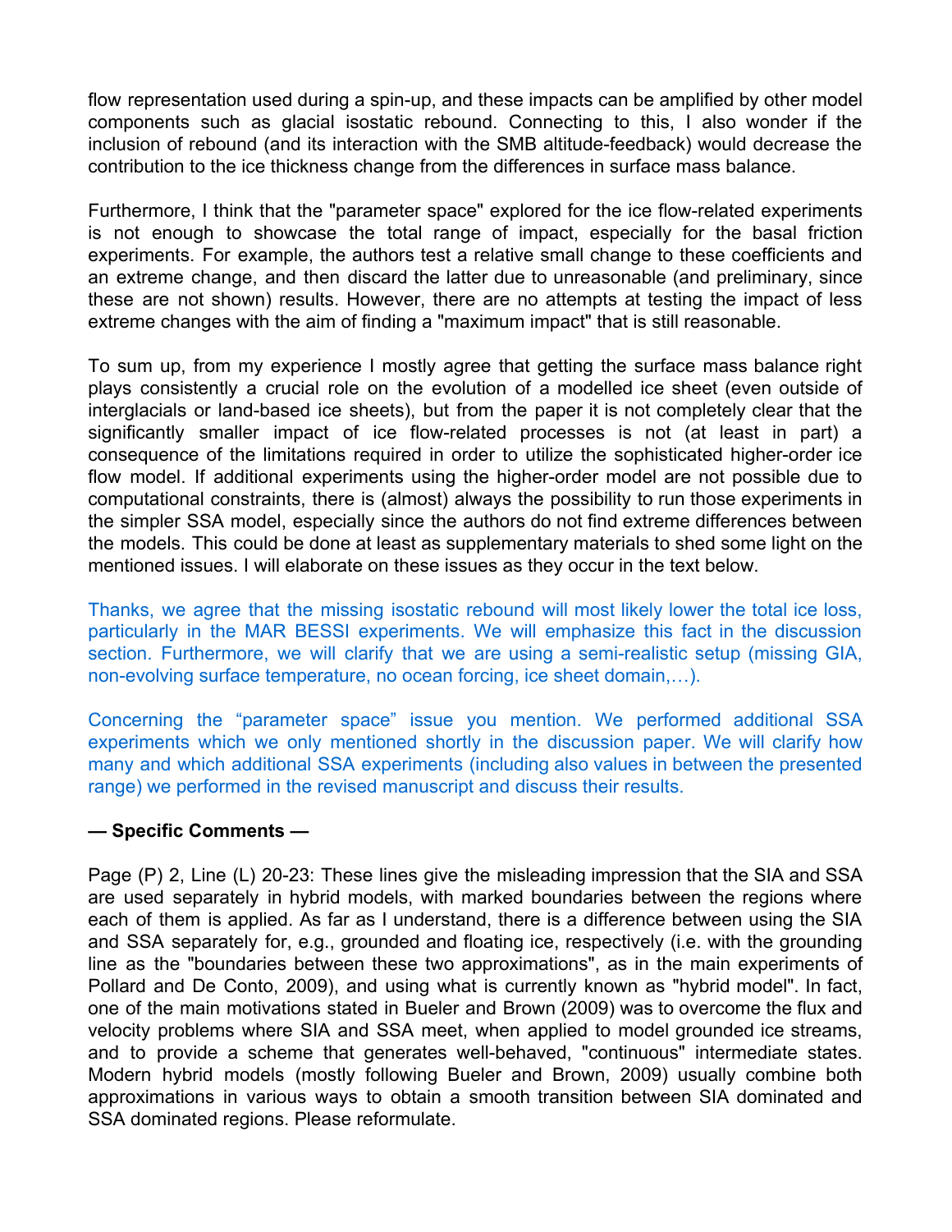flow representation used during a spin-up, and these impacts can be amplified by other model components such as glacial isostatic rebound. Connecting to this, I also wonder if the inclusion of rebound (and its interaction with the SMB altitude-feedback) would decrease the contribution to the ice thickness change from the differences in surface mass balance.

Furthermore, I think that the "parameter space" explored for the ice flow-related experiments is not enough to showcase the total range of impact, especially for the basal friction experiments. For example, the authors test a relative small change to these coefficients and an extreme change, and then discard the latter due to unreasonable (and preliminary, since these are not shown) results. However, there are no attempts at testing the impact of less extreme changes with the aim of finding a "maximum impact" that is still reasonable.

To sum up, from my experience I mostly agree that getting the surface mass balance right plays consistently a crucial role on the evolution of a modelled ice sheet (even outside of interglacials or land-based ice sheets), but from the paper it is not completely clear that the significantly smaller impact of ice flow-related processes is not (at least in part) a consequence of the limitations required in order to utilize the sophisticated higher-order ice flow model. If additional experiments using the higher-order model are not possible due to computational constraints, there is (almost) always the possibility to run those experiments in the simpler SSA model, especially since the authors do not find extreme differences between the models. This could be done at least as supplementary materials to shed some light on the mentioned issues. I will elaborate on these issues as they occur in the text below.

Thanks, we agree that the missing isostatic rebound will most likely lower the total ice loss, particularly in the MAR BESSI experiments. We will emphasize this fact in the discussion section. Furthermore, we will clarify that we are using a semi-realistic setup (missing GIA, non-evolving surface temperature, no ocean forcing, ice sheet domain,…).

Concerning the "parameter space" issue you mention. We performed additional SSA experiments which we only mentioned shortly in the discussion paper. We will clarify how many and which additional SSA experiments (including also values in between the presented range) we performed in the revised manuscript and discuss their results.

**— Specific Comments —**

Page (P) 2, Line (L) 20-23: These lines give the misleading impression that the SIA and SSA are used separately in hybrid models, with marked boundaries between the regions where each of them is applied. As far as I understand, there is a difference between using the SIA and SSA separately for, e.g., grounded and floating ice, respectively (i.e. with the grounding line as the "boundaries between these two approximations", as in the main experiments of Pollard and De Conto, 2009), and using what is currently known as "hybrid model". In fact, one of the main motivations stated in Bueler and Brown (2009) was to overcome the flux and velocity problems where SIA and SSA meet, when applied to model grounded ice streams, and to provide a scheme that generates well-behaved, "continuous" intermediate states. Modern hybrid models (mostly following Bueler and Brown, 2009) usually combine both approximations in various ways to obtain a smooth transition between SIA dominated and SSA dominated regions. Please reformulate.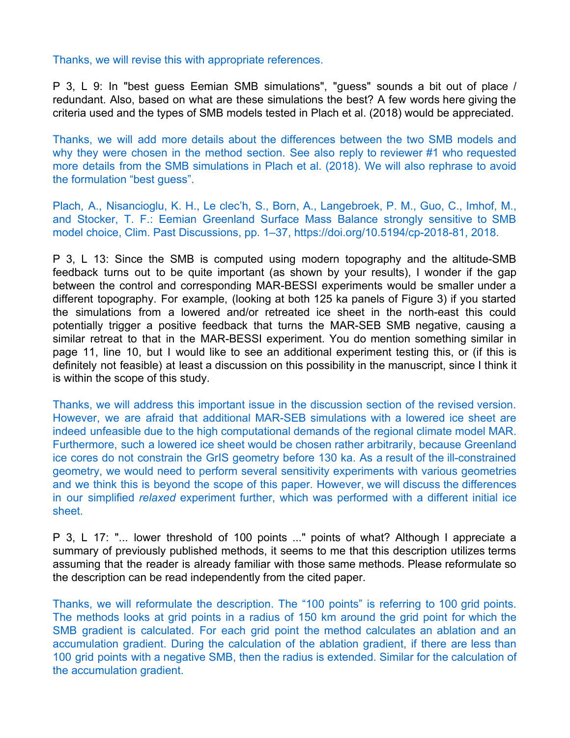Thanks, we will revise this with appropriate references.

P 3, L 9: In "best guess Eemian SMB simulations", "guess" sounds a bit out of place / redundant. Also, based on what are these simulations the best? A few words here giving the criteria used and the types of SMB models tested in Plach et al. (2018) would be appreciated.

Thanks, we will add more details about the differences between the two SMB models and why they were chosen in the method section. See also reply to reviewer #1 who requested more details from the SMB simulations in Plach et al. (2018). We will also rephrase to avoid the formulation "best guess".

Plach, A., Nisancioglu, K. H., Le clec'h, S., Born, A., Langebroek, P. M., Guo, C., Imhof, M., and Stocker, T. F.: Eemian Greenland Surface Mass Balance strongly sensitive to SMB model choice, Clim. Past Discussions, pp. 1–37, https://doi.org/10.5194/cp-2018-81, 2018.

P 3, L 13: Since the SMB is computed using modern topography and the altitude-SMB feedback turns out to be quite important (as shown by your results), I wonder if the gap between the control and corresponding MAR-BESSI experiments would be smaller under a different topography. For example, (looking at both 125 ka panels of Figure 3) if you started the simulations from a lowered and/or retreated ice sheet in the north-east this could potentially trigger a positive feedback that turns the MAR-SEB SMB negative, causing a similar retreat to that in the MAR-BESSI experiment. You do mention something similar in page 11, line 10, but I would like to see an additional experiment testing this, or (if this is definitely not feasible) at least a discussion on this possibility in the manuscript, since I think it is within the scope of this study.

Thanks, we will address this important issue in the discussion section of the revised version. However, we are afraid that additional MAR-SEB simulations with a lowered ice sheet are indeed unfeasible due to the high computational demands of the regional climate model MAR. Furthermore, such a lowered ice sheet would be chosen rather arbitrarily, because Greenland ice cores do not constrain the GrIS geometry before 130 ka. As a result of the ill-constrained geometry, we would need to perform several sensitivity experiments with various geometries and we think this is beyond the scope of this paper. However, we will discuss the differences in our simplified *relaxed* experiment further, which was performed with a different initial ice sheet.

P 3, L 17: "... lower threshold of 100 points ..." points of what? Although I appreciate a summary of previously published methods, it seems to me that this description utilizes terms assuming that the reader is already familiar with those same methods. Please reformulate so the description can be read independently from the cited paper.

Thanks, we will reformulate the description. The "100 points" is referring to 100 grid points. The methods looks at grid points in a radius of 150 km around the grid point for which the SMB gradient is calculated. For each grid point the method calculates an ablation and an accumulation gradient. During the calculation of the ablation gradient, if there are less than 100 grid points with a negative SMB, then the radius is extended. Similar for the calculation of the accumulation gradient.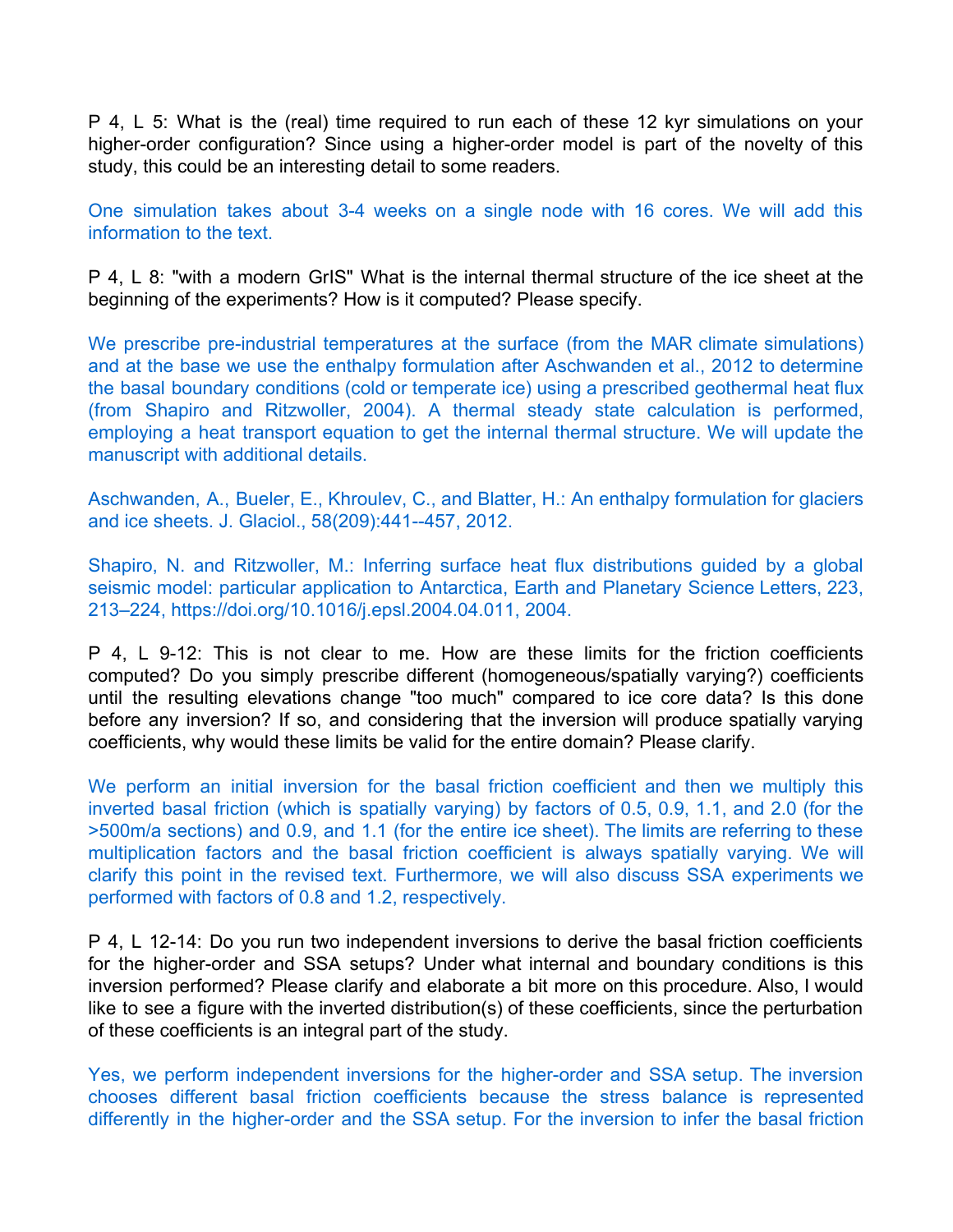P 4, L 5: What is the (real) time required to run each of these 12 kyr simulations on your higher-order configuration? Since using a higher-order model is part of the novelty of this study, this could be an interesting detail to some readers.

One simulation takes about 3-4 weeks on a single node with 16 cores. We will add this information to the text.

P 4, L 8: "with a modern GrIS" What is the internal thermal structure of the ice sheet at the beginning of the experiments? How is it computed? Please specify.

We prescribe pre-industrial temperatures at the surface (from the MAR climate simulations) and at the base we use the enthalpy formulation after Aschwanden et al., 2012 to determine the basal boundary conditions (cold or temperate ice) using a prescribed geothermal heat flux (from Shapiro and Ritzwoller, 2004). A thermal steady state calculation is performed, employing a heat transport equation to get the internal thermal structure. We will update the manuscript with additional details.

Aschwanden, A., Bueler, E., Khroulev, C., and Blatter, H.: An enthalpy formulation for glaciers and ice sheets. J. Glaciol., 58(209):441--457, 2012.

Shapiro, N. and Ritzwoller, M.: Inferring surface heat flux distributions guided by a global seismic model: particular application to Antarctica, Earth and Planetary Science Letters, 223, 213–224, https://doi.org/10.1016/j.epsl.2004.04.011, 2004.

P 4, L 9-12: This is not clear to me. How are these limits for the friction coefficients computed? Do you simply prescribe different (homogeneous/spatially varying?) coefficients until the resulting elevations change "too much" compared to ice core data? Is this done before any inversion? If so, and considering that the inversion will produce spatially varying coefficients, why would these limits be valid for the entire domain? Please clarify.

We perform an initial inversion for the basal friction coefficient and then we multiply this inverted basal friction (which is spatially varying) by factors of 0.5, 0.9, 1.1, and 2.0 (for the >500m/a sections) and 0.9, and 1.1 (for the entire ice sheet). The limits are referring to these multiplication factors and the basal friction coefficient is always spatially varying. We will clarify this point in the revised text. Furthermore, we will also discuss SSA experiments we performed with factors of 0.8 and 1.2, respectively.

P 4, L 12-14: Do you run two independent inversions to derive the basal friction coefficients for the higher-order and SSA setups? Under what internal and boundary conditions is this inversion performed? Please clarify and elaborate a bit more on this procedure. Also, I would like to see a figure with the inverted distribution(s) of these coefficients, since the perturbation of these coefficients is an integral part of the study.

Yes, we perform independent inversions for the higher-order and SSA setup. The inversion chooses different basal friction coefficients because the stress balance is represented differently in the higher-order and the SSA setup. For the inversion to infer the basal friction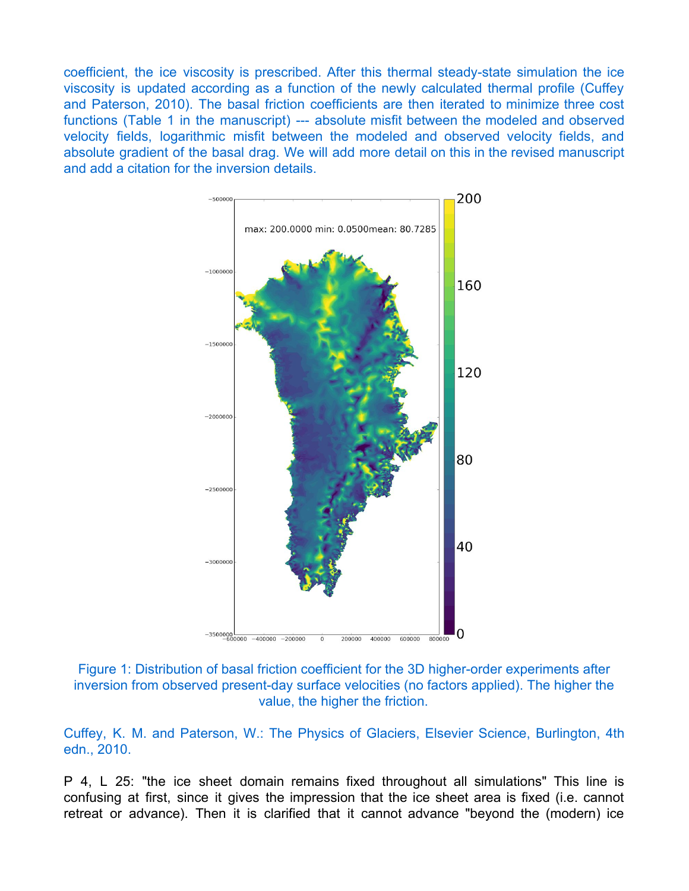coefficient, the ice viscosity is prescribed. After this thermal steady-state simulation the ice viscosity is updated according as a function of the newly calculated thermal profile (Cuffey and Paterson, 2010). The basal friction coefficients are then iterated to minimize three cost functions (Table 1 in the manuscript) --- absolute misfit between the modeled and observed velocity fields, logarithmic misfit between the modeled and observed velocity fields, and absolute gradient of the basal drag. We will add more detail on this in the revised manuscript and add a citation for the inversion details.

max: 200.0000 min: 0.0500mean: 80.7285

200
160
120
80
40
0

−500000
−1000000
−1500000
−2000000
−2500000
−3000000
−3500000

−600000 −400000 −200000 0 200000 400000 600000 800000

Figure 1: Distribution of basal friction coefficient for the 3D higher-order experiments after inversion from observed present-day surface velocities (no factors applied). The higher the value, the higher the friction.

Cuffey, K. M. and Paterson, W.: The Physics of Glaciers, Elsevier Science, Burlington, 4th edn., 2010.

P 4, L 25: "the ice sheet domain remains fixed throughout all simulations" This line is confusing at first, since it gives the impression that the ice sheet area is fixed (i.e. cannot retreat or advance). Then it is clarified that it cannot advance "beyond the (modern) ice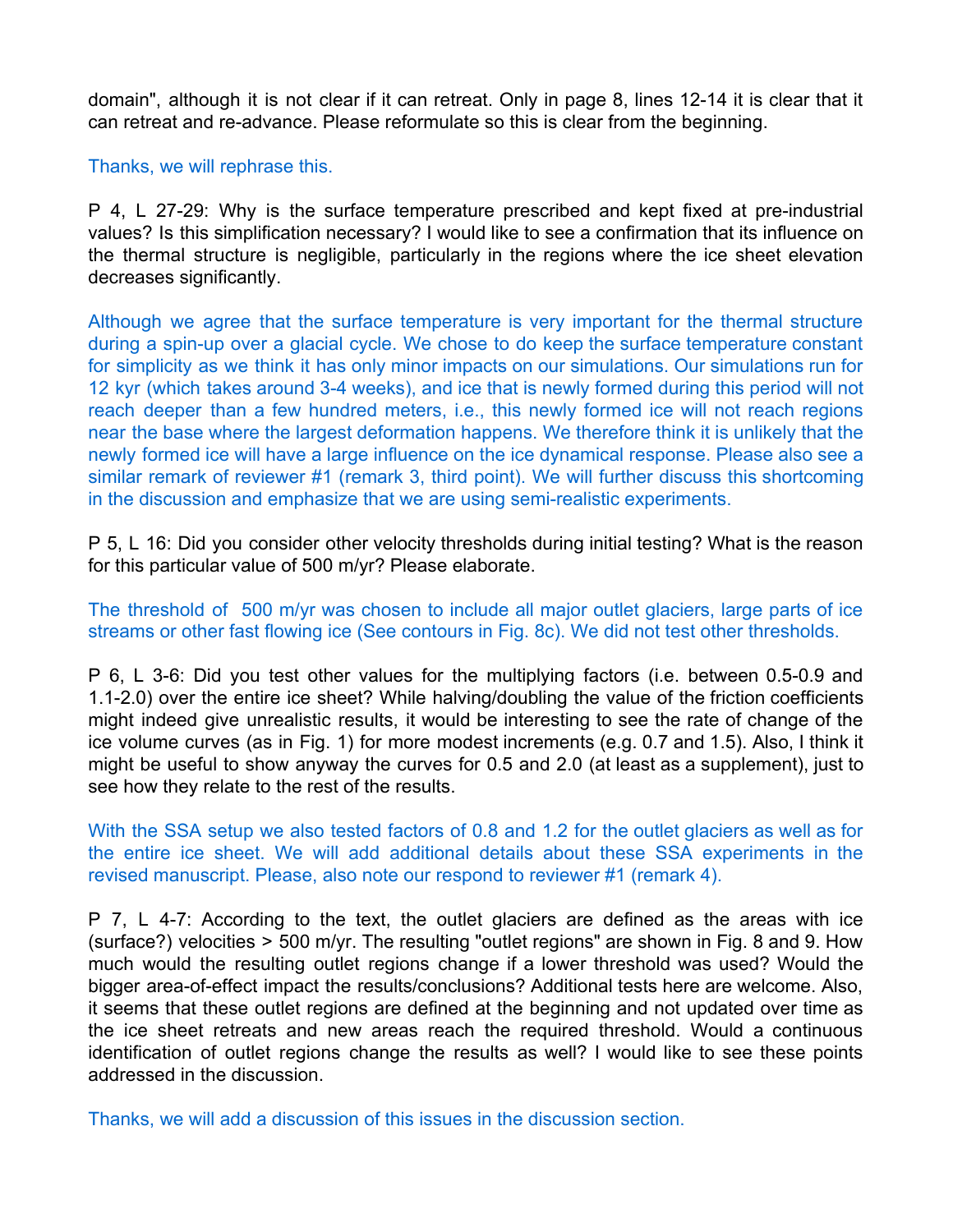domain", although it is not clear if it can retreat. Only in page 8, lines 12-14 it is clear that it can retreat and re-advance. Please reformulate so this is clear from the beginning.

Thanks, we will rephrase this.

P 4, L 27-29: Why is the surface temperature prescribed and kept fixed at pre-industrial values? Is this simplification necessary? I would like to see a confirmation that its influence on the thermal structure is negligible, particularly in the regions where the ice sheet elevation decreases significantly.

Although we agree that the surface temperature is very important for the thermal structure during a spin-up over a glacial cycle. We chose to do keep the surface temperature constant for simplicity as we think it has only minor impacts on our simulations. Our simulations run for 12 kyr (which takes around 3-4 weeks), and ice that is newly formed during this period will not reach deeper than a few hundred meters, i.e., this newly formed ice will not reach regions near the base where the largest deformation happens. We therefore think it is unlikely that the newly formed ice will have a large influence on the ice dynamical response. Please also see a similar remark of reviewer #1 (remark 3, third point). We will further discuss this shortcoming in the discussion and emphasize that we are using semi-realistic experiments.

P 5, L 16: Did you consider other velocity thresholds during initial testing? What is the reason for this particular value of 500 m/yr? Please elaborate.

The threshold of  500 m/yr was chosen to include all major outlet glaciers, large parts of ice streams or other fast flowing ice (See contours in Fig. 8c). We did not test other thresholds.

P 6, L 3-6: Did you test other values for the multiplying factors (i.e. between 0.5-0.9 and 1.1-2.0) over the entire ice sheet? While halving/doubling the value of the friction coefficients might indeed give unrealistic results, it would be interesting to see the rate of change of the ice volume curves (as in Fig. 1) for more modest increments (e.g. 0.7 and 1.5). Also, I think it might be useful to show anyway the curves for 0.5 and 2.0 (at least as a supplement), just to see how they relate to the rest of the results.

With the SSA setup we also tested factors of 0.8 and 1.2 for the outlet glaciers as well as for the entire ice sheet. We will add additional details about these SSA experiments in the revised manuscript. Please, also note our respond to reviewer #1 (remark 4).

P 7, L 4-7: According to the text, the outlet glaciers are defined as the areas with ice (surface?) velocities > 500 m/yr. The resulting "outlet regions" are shown in Fig. 8 and 9. How much would the resulting outlet regions change if a lower threshold was used? Would the bigger area-of-effect impact the results/conclusions? Additional tests here are welcome. Also, it seems that these outlet regions are defined at the beginning and not updated over time as the ice sheet retreats and new areas reach the required threshold. Would a continuous identification of outlet regions change the results as well? I would like to see these points addressed in the discussion.

Thanks, we will add a discussion of this issues in the discussion section.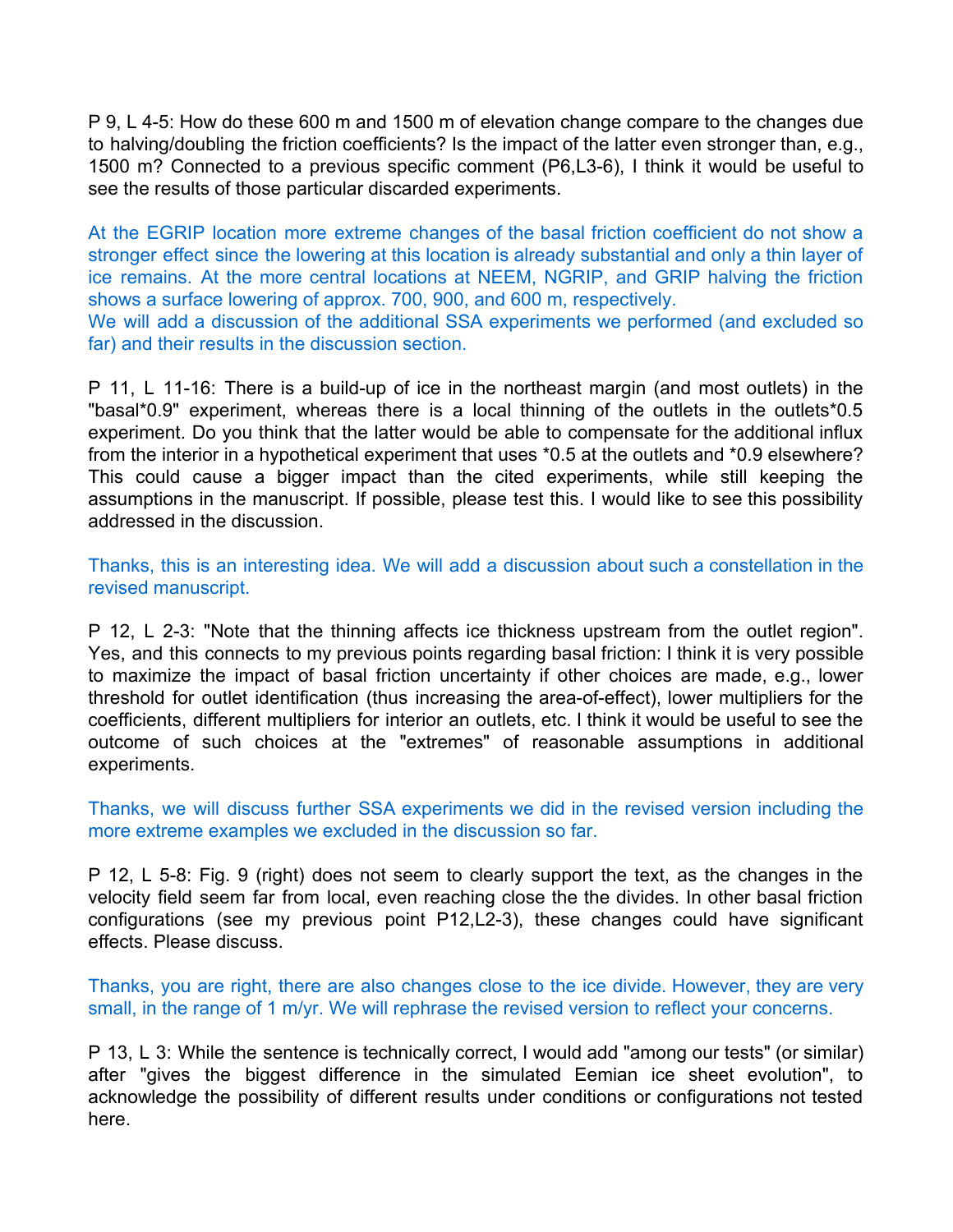P 9, L 4-5: How do these 600 m and 1500 m of elevation change compare to the changes due to halving/doubling the friction coefficients? Is the impact of the latter even stronger than, e.g., 1500 m? Connected to a previous specific comment (P6,L3-6), I think it would be useful to see the results of those particular discarded experiments.

At the EGRIP location more extreme changes of the basal friction coefficient do not show a stronger effect since the lowering at this location is already substantial and only a thin layer of ice remains. At the more central locations at NEEM, NGRIP, and GRIP halving the friction shows a surface lowering of approx. 700, 900, and 600 m, respectively.
We will add a discussion of the additional SSA experiments we performed (and excluded so far) and their results in the discussion section.

P 11, L 11-16: There is a build-up of ice in the northeast margin (and most outlets) in the "basal*0.9" experiment, whereas there is a local thinning of the outlets in the outlets*0.5 experiment. Do you think that the latter would be able to compensate for the additional influx from the interior in a hypothetical experiment that uses *0.5 at the outlets and *0.9 elsewhere? This could cause a bigger impact than the cited experiments, while still keeping the assumptions in the manuscript. If possible, please test this. I would like to see this possibility addressed in the discussion.

Thanks, this is an interesting idea. We will add a discussion about such a constellation in the revised manuscript.

P 12, L 2-3: "Note that the thinning affects ice thickness upstream from the outlet region". Yes, and this connects to my previous points regarding basal friction: I think it is very possible to maximize the impact of basal friction uncertainty if other choices are made, e.g., lower threshold for outlet identification (thus increasing the area-of-effect), lower multipliers for the coefficients, different multipliers for interior an outlets, etc. I think it would be useful to see the outcome of such choices at the "extremes" of reasonable assumptions in additional experiments.

Thanks, we will discuss further SSA experiments we did in the revised version including the more extreme examples we excluded in the discussion so far.

P 12, L 5-8: Fig. 9 (right) does not seem to clearly support the text, as the changes in the velocity field seem far from local, even reaching close the the divides. In other basal friction configurations (see my previous point P12,L2-3), these changes could have significant effects. Please discuss.

Thanks, you are right, there are also changes close to the ice divide. However, they are very small, in the range of 1 m/yr. We will rephrase the revised version to reflect your concerns.

P 13, L 3: While the sentence is technically correct, I would add "among our tests" (or similar) after "gives the biggest difference in the simulated Eemian ice sheet evolution", to acknowledge the possibility of different results under conditions or configurations not tested here.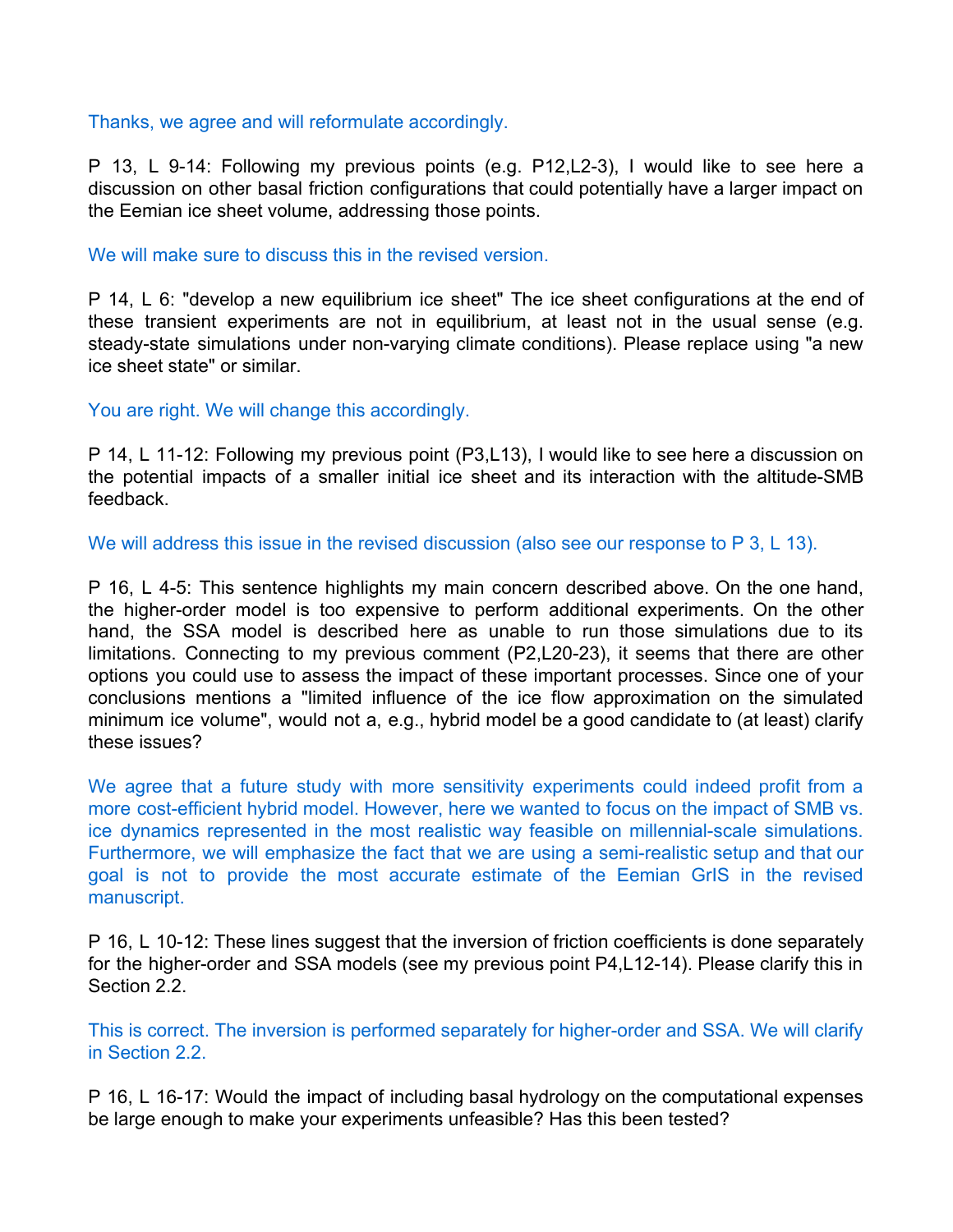Thanks, we agree and will reformulate accordingly.

P 13, L 9-14: Following my previous points (e.g. P12,L2-3), I would like to see here a discussion on other basal friction configurations that could potentially have a larger impact on the Eemian ice sheet volume, addressing those points.

We will make sure to discuss this in the revised version.

P 14, L 6: "develop a new equilibrium ice sheet" The ice sheet configurations at the end of these transient experiments are not in equilibrium, at least not in the usual sense (e.g. steady-state simulations under non-varying climate conditions). Please replace using "a new ice sheet state" or similar.

You are right. We will change this accordingly.

P 14, L 11-12: Following my previous point (P3,L13), I would like to see here a discussion on the potential impacts of a smaller initial ice sheet and its interaction with the altitude-SMB feedback.

We will address this issue in the revised discussion (also see our response to P 3, L 13).

P 16, L 4-5: This sentence highlights my main concern described above. On the one hand, the higher-order model is too expensive to perform additional experiments. On the other hand, the SSA model is described here as unable to run those simulations due to its limitations. Connecting to my previous comment (P2,L20-23), it seems that there are other options you could use to assess the impact of these important processes. Since one of your conclusions mentions a "limited influence of the ice flow approximation on the simulated minimum ice volume", would not a, e.g., hybrid model be a good candidate to (at least) clarify these issues?

We agree that a future study with more sensitivity experiments could indeed profit from a more cost-efficient hybrid model. However, here we wanted to focus on the impact of SMB vs. ice dynamics represented in the most realistic way feasible on millennial-scale simulations. Furthermore, we will emphasize the fact that we are using a semi-realistic setup and that our goal is not to provide the most accurate estimate of the Eemian GrIS in the revised manuscript.

P 16, L 10-12: These lines suggest that the inversion of friction coefficients is done separately for the higher-order and SSA models (see my previous point P4,L12-14). Please clarify this in Section 2.2.

This is correct. The inversion is performed separately for higher-order and SSA. We will clarify in Section 2.2.

P 16, L 16-17: Would the impact of including basal hydrology on the computational expenses be large enough to make your experiments unfeasible? Has this been tested?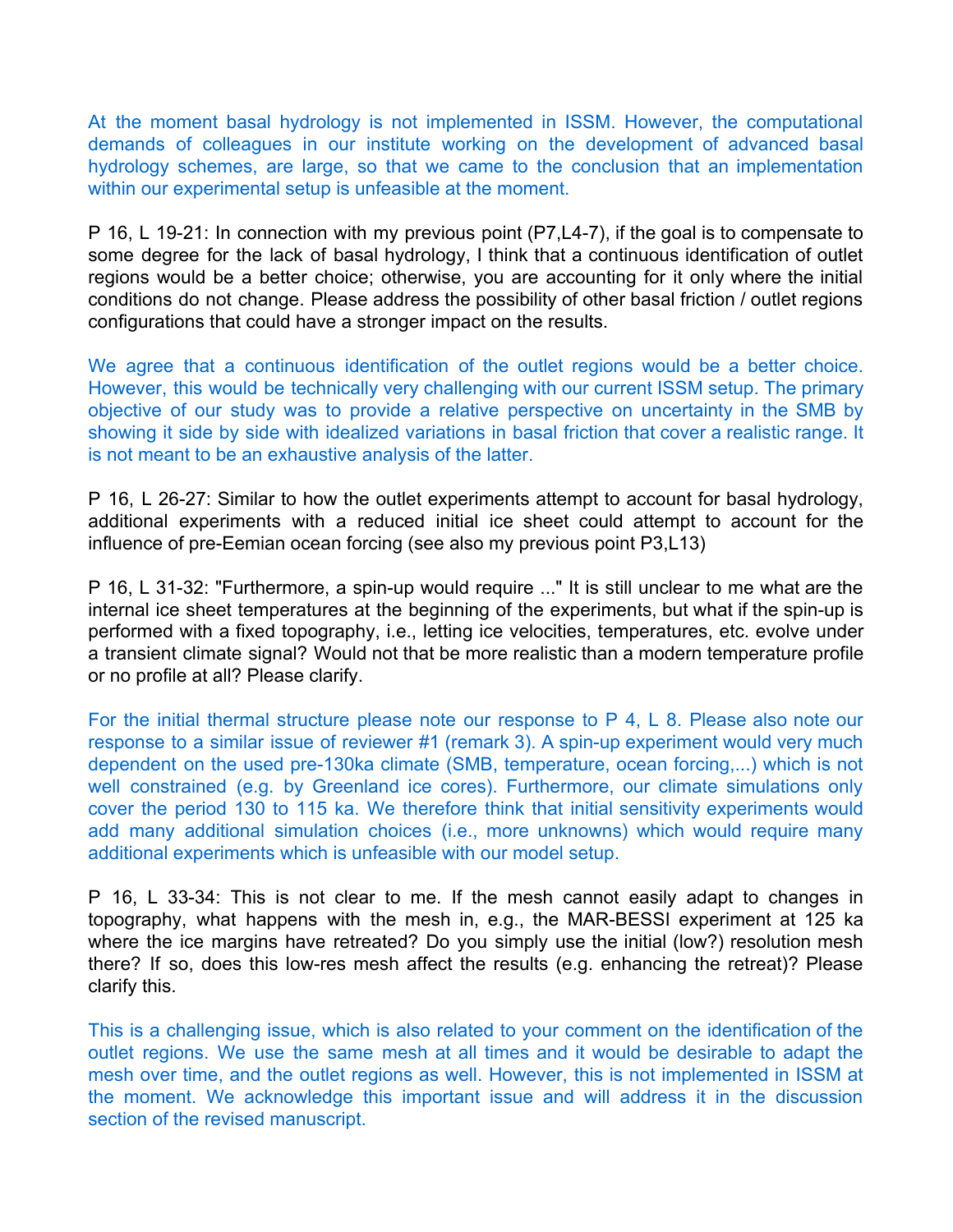At the moment basal hydrology is not implemented in ISSM. However, the computational demands of colleagues in our institute working on the development of advanced basal hydrology schemes, are large, so that we came to the conclusion that an implementation within our experimental setup is unfeasible at the moment.

P 16, L 19-21: In connection with my previous point (P7,L4-7), if the goal is to compensate to some degree for the lack of basal hydrology, I think that a continuous identification of outlet regions would be a better choice; otherwise, you are accounting for it only where the initial conditions do not change. Please address the possibility of other basal friction / outlet regions configurations that could have a stronger impact on the results.

We agree that a continuous identification of the outlet regions would be a better choice. However, this would be technically very challenging with our current ISSM setup. The primary objective of our study was to provide a relative perspective on uncertainty in the SMB by showing it side by side with idealized variations in basal friction that cover a realistic range. It is not meant to be an exhaustive analysis of the latter.

P 16, L 26-27: Similar to how the outlet experiments attempt to account for basal hydrology, additional experiments with a reduced initial ice sheet could attempt to account for the influence of pre-Eemian ocean forcing (see also my previous point P3,L13)

P 16, L 31-32: "Furthermore, a spin-up would require ..." It is still unclear to me what are the internal ice sheet temperatures at the beginning of the experiments, but what if the spin-up is performed with a fixed topography, i.e., letting ice velocities, temperatures, etc. evolve under a transient climate signal? Would not that be more realistic than a modern temperature profile or no profile at all? Please clarify.

For the initial thermal structure please note our response to P 4, L 8. Please also note our response to a similar issue of reviewer #1 (remark 3). A spin-up experiment would very much dependent on the used pre-130ka climate (SMB, temperature, ocean forcing,...) which is not well constrained (e.g. by Greenland ice cores). Furthermore, our climate simulations only cover the period 130 to 115 ka. We therefore think that initial sensitivity experiments would add many additional simulation choices (i.e., more unknowns) which would require many additional experiments which is unfeasible with our model setup.

P 16, L 33-34: This is not clear to me. If the mesh cannot easily adapt to changes in topography, what happens with the mesh in, e.g., the MAR-BESSI experiment at 125 ka where the ice margins have retreated? Do you simply use the initial (low?) resolution mesh there? If so, does this low-res mesh affect the results (e.g. enhancing the retreat)? Please clarify this.

This is a challenging issue, which is also related to your comment on the identification of the outlet regions. We use the same mesh at all times and it would be desirable to adapt the mesh over time, and the outlet regions as well. However, this is not implemented in ISSM at the moment. We acknowledge this important issue and will address it in the discussion section of the revised manuscript.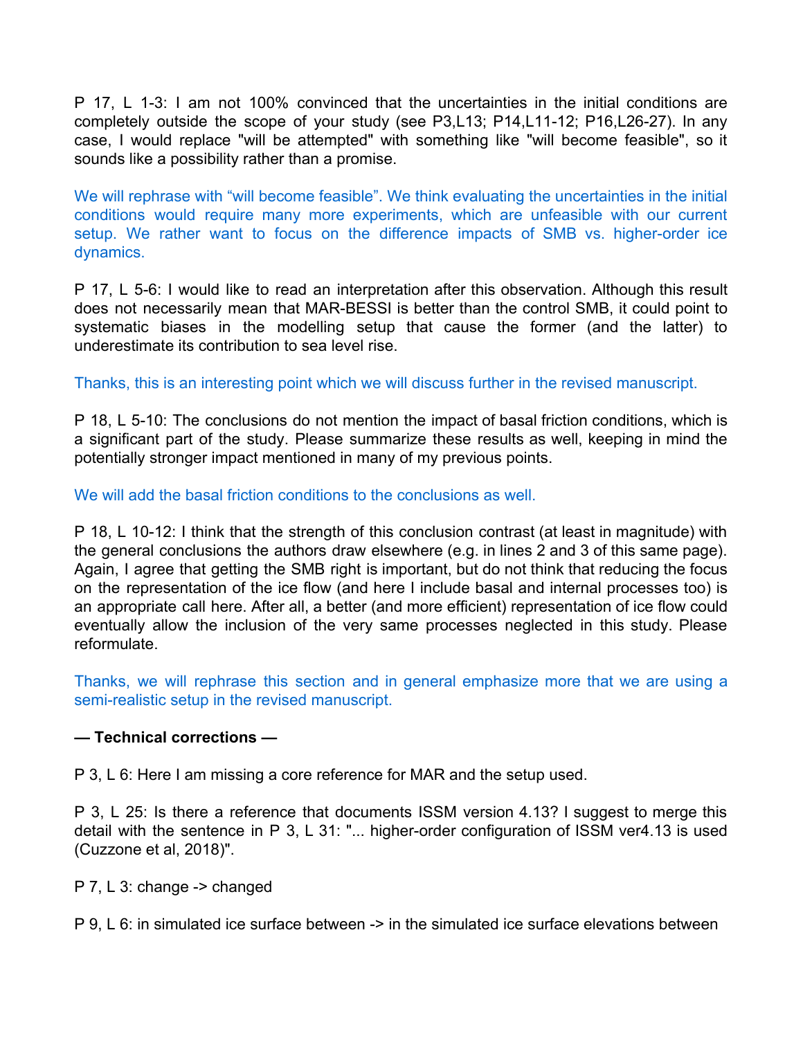P 17, L 1-3: I am not 100% convinced that the uncertainties in the initial conditions are completely outside the scope of your study (see P3,L13; P14,L11-12; P16,L26-27). In any case, I would replace "will be attempted" with something like "will become feasible", so it sounds like a possibility rather than a promise.

We will rephrase with “will become feasible”. We think evaluating the uncertainties in the initial conditions would require many more experiments, which are unfeasible with our current setup. We rather want to focus on the difference impacts of SMB vs. higher-order ice dynamics.

P 17, L 5-6: I would like to read an interpretation after this observation. Although this result does not necessarily mean that MAR-BESSI is better than the control SMB, it could point to systematic biases in the modelling setup that cause the former (and the latter) to underestimate its contribution to sea level rise.

Thanks, this is an interesting point which we will discuss further in the revised manuscript.

P 18, L 5-10: The conclusions do not mention the impact of basal friction conditions, which is a significant part of the study. Please summarize these results as well, keeping in mind the potentially stronger impact mentioned in many of my previous points.

We will add the basal friction conditions to the conclusions as well.

P 18, L 10-12: I think that the strength of this conclusion contrast (at least in magnitude) with the general conclusions the authors draw elsewhere (e.g. in lines 2 and 3 of this same page). Again, I agree that getting the SMB right is important, but do not think that reducing the focus on the representation of the ice flow (and here I include basal and internal processes too) is an appropriate call here. After all, a better (and more efficient) representation of ice flow could eventually allow the inclusion of the very same processes neglected in this study. Please reformulate.

Thanks, we will rephrase this section and in general emphasize more that we are using a semi-realistic setup in the revised manuscript.

**— Technical corrections —**

P 3, L 6: Here I am missing a core reference for MAR and the setup used.

P 3, L 25: Is there a reference that documents ISSM version 4.13? I suggest to merge this detail with the sentence in P 3, L 31: "... higher-order configuration of ISSM ver4.13 is used (Cuzzone et al, 2018)".

P 7, L 3: change -> changed

P 9, L 6: in simulated ice surface between -> in the simulated ice surface elevations between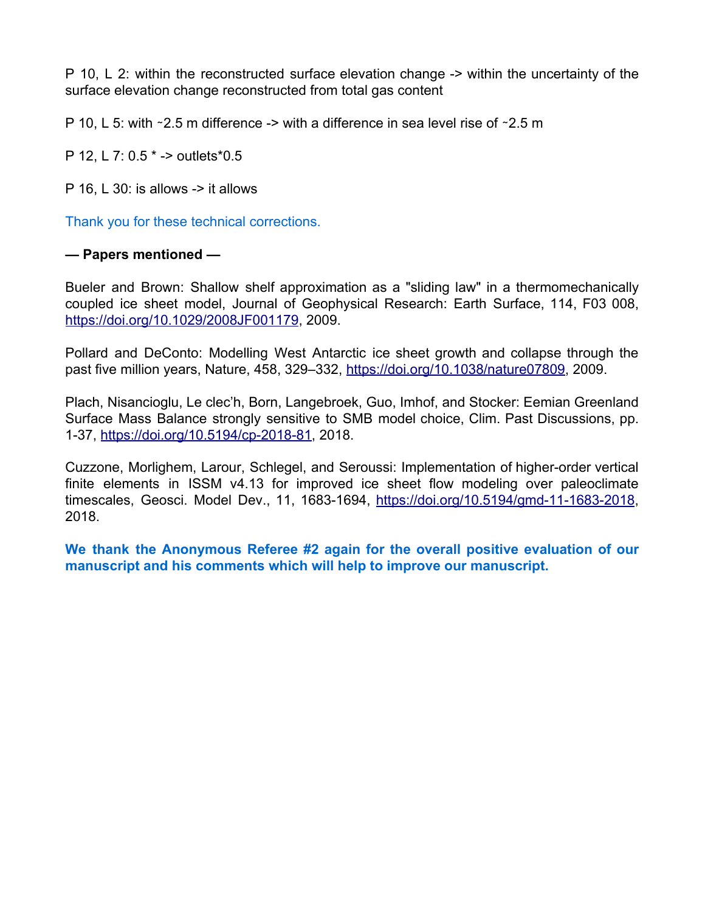P 10, L 2: within the reconstructed surface elevation change -> within the uncertainty of the surface elevation change reconstructed from total gas content

P 10, L 5: with ~2.5 m difference -> with a difference in sea level rise of ~2.5 m

P 12, L 7: 0.5 * -> outlets*0.5

P 16, L 30: is allows -> it allows

Thank you for these technical corrections.

**— Papers mentioned —**

Bueler and Brown: Shallow shelf approximation as a "sliding law" in a thermomechanically coupled ice sheet model, Journal of Geophysical Research: Earth Surface, 114, F03 008, https://doi.org/10.1029/2008JF001179, 2009.

Pollard and DeConto: Modelling West Antarctic ice sheet growth and collapse through the past five million years, Nature, 458, 329–332, https://doi.org/10.1038/nature07809, 2009.

Plach, Nisancioglu, Le clec'h, Born, Langebroek, Guo, Imhof, and Stocker: Eemian Greenland Surface Mass Balance strongly sensitive to SMB model choice, Clim. Past Discussions, pp. 1-37, https://doi.org/10.5194/cp-2018-81, 2018.

Cuzzone, Morlighem, Larour, Schlegel, and Seroussi: Implementation of higher-order vertical finite elements in ISSM v4.13 for improved ice sheet flow modeling over paleoclimate timescales, Geosci. Model Dev., 11, 1683-1694, https://doi.org/10.5194/gmd-11-1683-2018, 2018.

**We thank the Anonymous Referee #2 again for the overall positive evaluation of our manuscript and his comments which will help to improve our manuscript.**